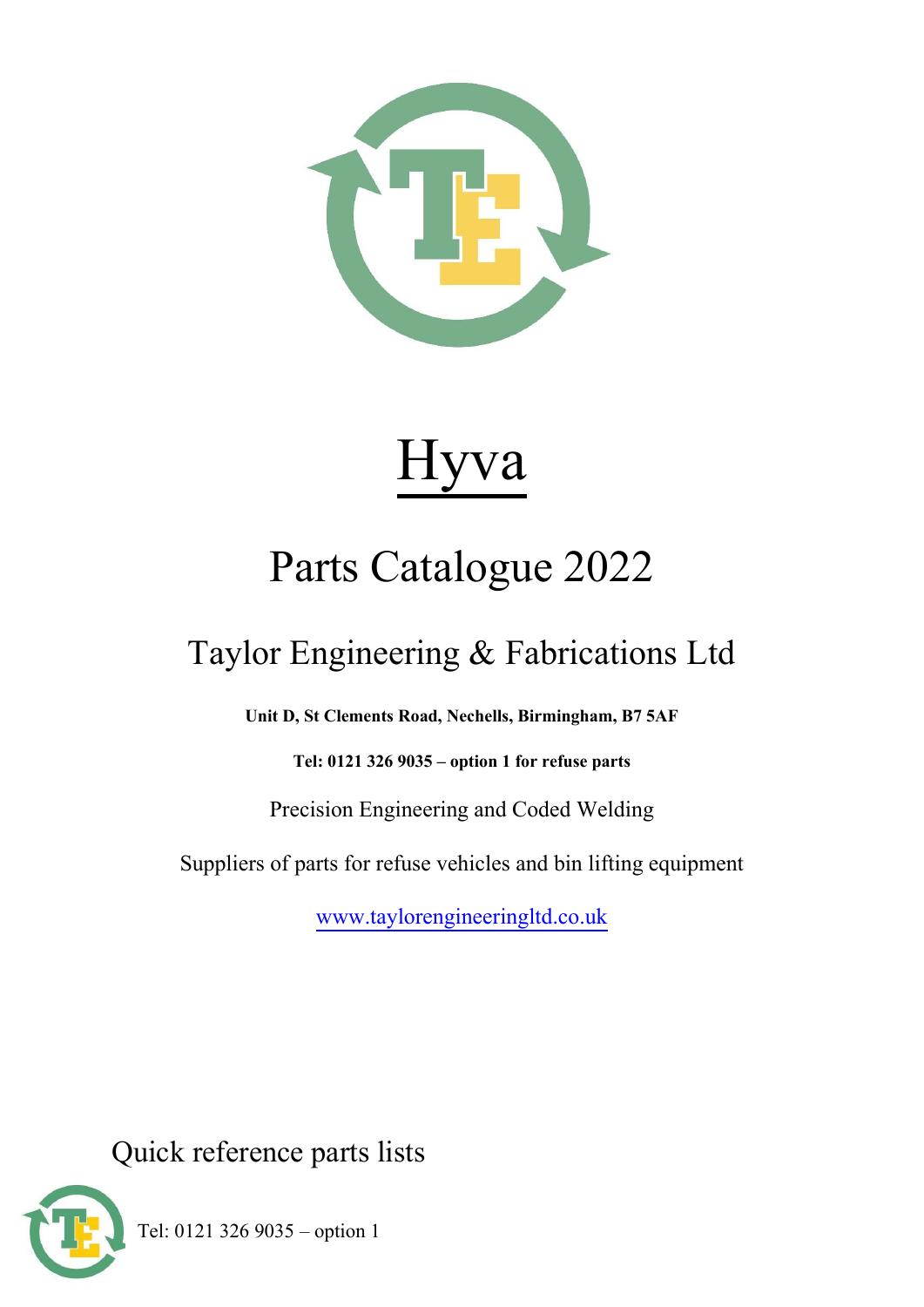# Hyva

## Parts Catalogue 2022

### Taylor Engineering & Fabrications Ltd

**Unit D, St Clements Road, Nechells, Birmingham, B7 5AF**

**Tel: 0121 326 9035 – option 1 for refuse parts**

Precision Engineering and Coded Welding

Suppliers of parts for refuse vehicles and bin lifting equipment

www.taylorengineeringltd.co.uk

Quick reference parts lists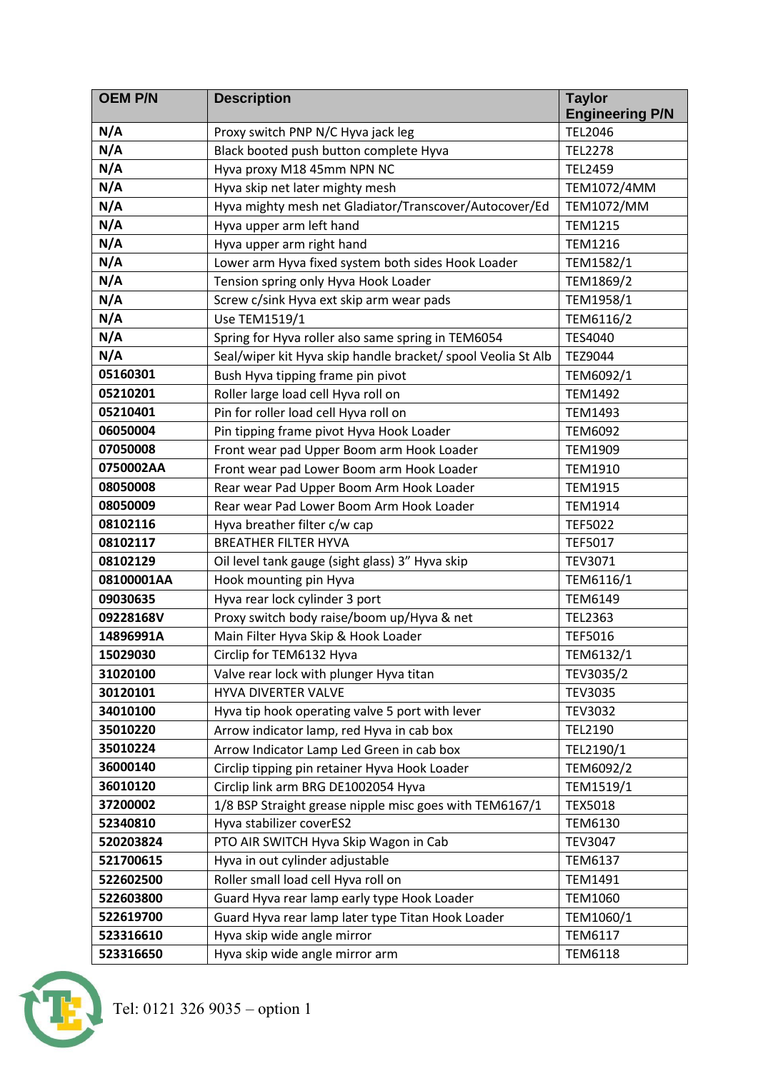| OEM P/N | Description | Taylor Engineering P/N |
| --- | --- | --- |
| N/A | Proxy switch PNP N/C Hyva jack leg | TEL2046 |
| N/A | Black booted push button complete Hyva | TEL2278 |
| N/A | Hyva proxy M18 45mm NPN NC | TEL2459 |
| N/A | Hyva skip net later mighty mesh | TEM1072/4MM |
| N/A | Hyva mighty mesh net Gladiator/Transcover/Autocover/Ed | TEM1072/MM |
| N/A | Hyva upper arm left hand | TEM1215 |
| N/A | Hyva upper arm right hand | TEM1216 |
| N/A | Lower arm Hyva fixed system both sides Hook Loader | TEM1582/1 |
| N/A | Tension spring only Hyva Hook Loader | TEM1869/2 |
| N/A | Screw c/sink Hyva ext skip arm wear pads | TEM1958/1 |
| N/A | Use TEM1519/1 | TEM6116/2 |
| N/A | Spring for Hyva roller also same spring in TEM6054 | TES4040 |
| N/A | Seal/wiper kit Hyva skip handle bracket/ spool Veolia St Alb | TEZ9044 |
| 05160301 | Bush Hyva tipping frame pin pivot | TEM6092/1 |
| 05210201 | Roller large load cell Hyva roll on | TEM1492 |
| 05210401 | Pin for roller load cell Hyva roll on | TEM1493 |
| 06050004 | Pin tipping frame pivot Hyva Hook Loader | TEM6092 |
| 07050008 | Front wear pad Upper Boom arm Hook Loader | TEM1909 |
| 0750002AA | Front wear pad Lower Boom arm Hook Loader | TEM1910 |
| 08050008 | Rear wear Pad Upper Boom Arm Hook Loader | TEM1915 |
| 08050009 | Rear wear Pad Lower Boom Arm Hook Loader | TEM1914 |
| 08102116 | Hyva breather filter c/w cap | TEF5022 |
| 08102117 | BREATHER FILTER HYVA | TEF5017 |
| 08102129 | Oil level tank gauge (sight glass) 3" Hyva skip | TEV3071 |
| 08100001AA | Hook mounting pin Hyva | TEM6116/1 |
| 09030635 | Hyva rear lock cylinder 3 port | TEM6149 |
| 09228168V | Proxy switch body raise/boom up/Hyva & net | TEL2363 |
| 14896991A | Main Filter Hyva Skip & Hook Loader | TEF5016 |
| 15029030 | Circlip for TEM6132 Hyva | TEM6132/1 |
| 31020100 | Valve rear lock with plunger Hyva titan | TEV3035/2 |
| 30120101 | HYVA DIVERTER VALVE | TEV3035 |
| 34010100 | Hyva tip hook operating valve 5 port with lever | TEV3032 |
| 35010220 | Arrow indicator lamp, red Hyva in cab box | TEL2190 |
| 35010224 | Arrow Indicator Lamp Led Green in cab box | TEL2190/1 |
| 36000140 | Circlip tipping pin retainer Hyva Hook Loader | TEM6092/2 |
| 36010120 | Circlip link arm BRG DE1002054 Hyva | TEM1519/1 |
| 37200002 | 1/8 BSP Straight grease nipple misc goes with TEM6167/1 | TEX5018 |
| 52340810 | Hyva stabilizer coverES2 | TEM6130 |
| 520203824 | PTO AIR SWITCH Hyva Skip Wagon in Cab | TEV3047 |
| 521700615 | Hyva in out cylinder adjustable | TEM6137 |
| 522602500 | Roller small load cell Hyva roll on | TEM1491 |
| 522603800 | Guard Hyva rear lamp early type Hook Loader | TEM1060 |
| 522619700 | Guard Hyva rear lamp later type Titan Hook Loader | TEM1060/1 |
| 523316610 | Hyva skip wide angle mirror | TEM6117 |
| 523316650 | Hyva skip wide angle mirror arm | TEM6118 |

Tel: 0121 326 9035 – option 1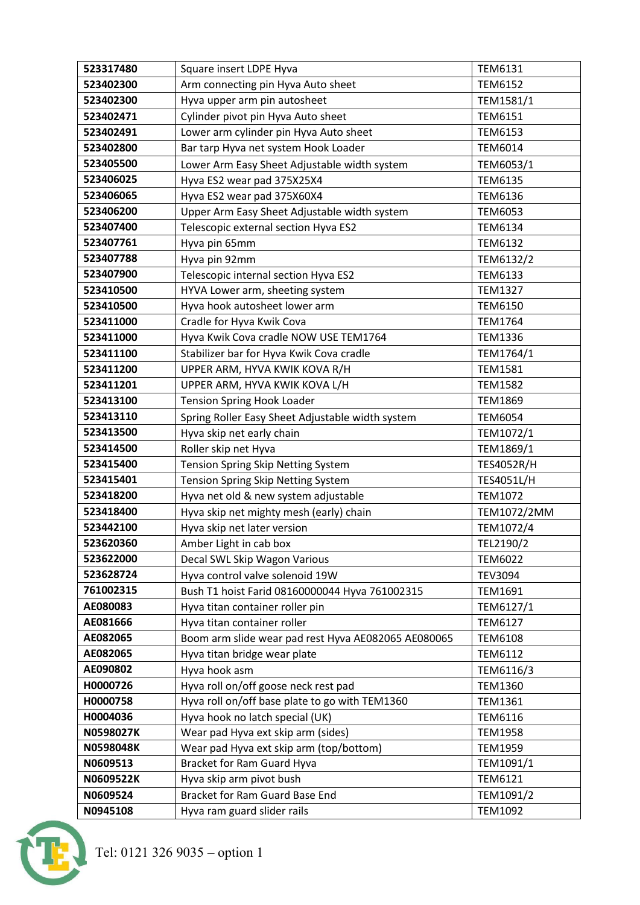| 523317480 | Square insert LDPE Hyva | TEM6131 |
|---|---|---|
| 523402300 | Arm connecting pin Hyva Auto sheet | TEM6152 |
| 523402300 | Hyva upper arm pin autosheet | TEM1581/1 |
| 523402471 | Cylinder pivot pin Hyva Auto sheet | TEM6151 |
| 523402491 | Lower arm cylinder pin Hyva Auto sheet | TEM6153 |
| 523402800 | Bar tarp Hyva net system Hook Loader | TEM6014 |
| 523405500 | Lower Arm Easy Sheet Adjustable width system | TEM6053/1 |
| 523406025 | Hyva ES2 wear pad 375X25X4 | TEM6135 |
| 523406065 | Hyva ES2 wear pad 375X60X4 | TEM6136 |
| 523406200 | Upper Arm Easy Sheet Adjustable width system | TEM6053 |
| 523407400 | Telescopic external section Hyva ES2 | TEM6134 |
| 523407761 | Hyva pin 65mm | TEM6132 |
| 523407788 | Hyva pin 92mm | TEM6132/2 |
| 523407900 | Telescopic internal section Hyva ES2 | TEM6133 |
| 523410500 | HYVA Lower arm, sheeting system | TEM1327 |
| 523410500 | Hyva hook autosheet lower arm | TEM6150 |
| 523411000 | Cradle for Hyva Kwik Cova | TEM1764 |
| 523411000 | Hyva Kwik Cova cradle NOW USE TEM1764 | TEM1336 |
| 523411100 | Stabilizer bar for Hyva Kwik Cova cradle | TEM1764/1 |
| 523411200 | UPPER ARM, HYVA KWIK KOVA R/H | TEM1581 |
| 523411201 | UPPER ARM, HYVA KWIK KOVA L/H | TEM1582 |
| 523413100 | Tension Spring Hook Loader | TEM1869 |
| 523413110 | Spring Roller Easy Sheet Adjustable width system | TEM6054 |
| 523413500 | Hyva skip net early chain | TEM1072/1 |
| 523414500 | Roller skip net Hyva | TEM1869/1 |
| 523415400 | Tension Spring Skip Netting System | TES4052R/H |
| 523415401 | Tension Spring Skip Netting System | TES4051L/H |
| 523418200 | Hyva net old & new system adjustable | TEM1072 |
| 523418400 | Hyva skip net mighty mesh (early) chain | TEM1072/2MM |
| 523442100 | Hyva skip net later version | TEM1072/4 |
| 523620360 | Amber Light in cab box | TEL2190/2 |
| 523622000 | Decal SWL Skip Wagon Various | TEM6022 |
| 523628724 | Hyva control valve solenoid 19W | TEV3094 |
| 761002315 | Bush T1 hoist Farid 08160000044 Hyva 761002315 | TEM1691 |
| AE080083 | Hyva titan container roller pin | TEM6127/1 |
| AE081666 | Hyva titan container roller | TEM6127 |
| AE082065 | Boom arm slide wear pad rest Hyva AE082065 AE080065 | TEM6108 |
| AE082065 | Hyva titan bridge wear plate | TEM6112 |
| AE090802 | Hyva hook asm | TEM6116/3 |
| H0000726 | Hyva roll on/off goose neck rest pad | TEM1360 |
| H0000758 | Hyva roll on/off base plate to go with TEM1360 | TEM1361 |
| H0004036 | Hyva hook no latch special (UK) | TEM6116 |
| N0598027K | Wear pad Hyva ext skip arm (sides) | TEM1958 |
| N0598048K | Wear pad Hyva ext skip arm (top/bottom) | TEM1959 |
| N0609513 | Bracket for Ram Guard Hyva | TEM1091/1 |
| N0609522K | Hyva skip arm pivot bush | TEM6121 |
| N0609524 | Bracket for Ram Guard Base End | TEM1091/2 |
| N0945108 | Hyva ram guard slider rails | TEM1092 |

Tel: 0121 326 9035 – option 1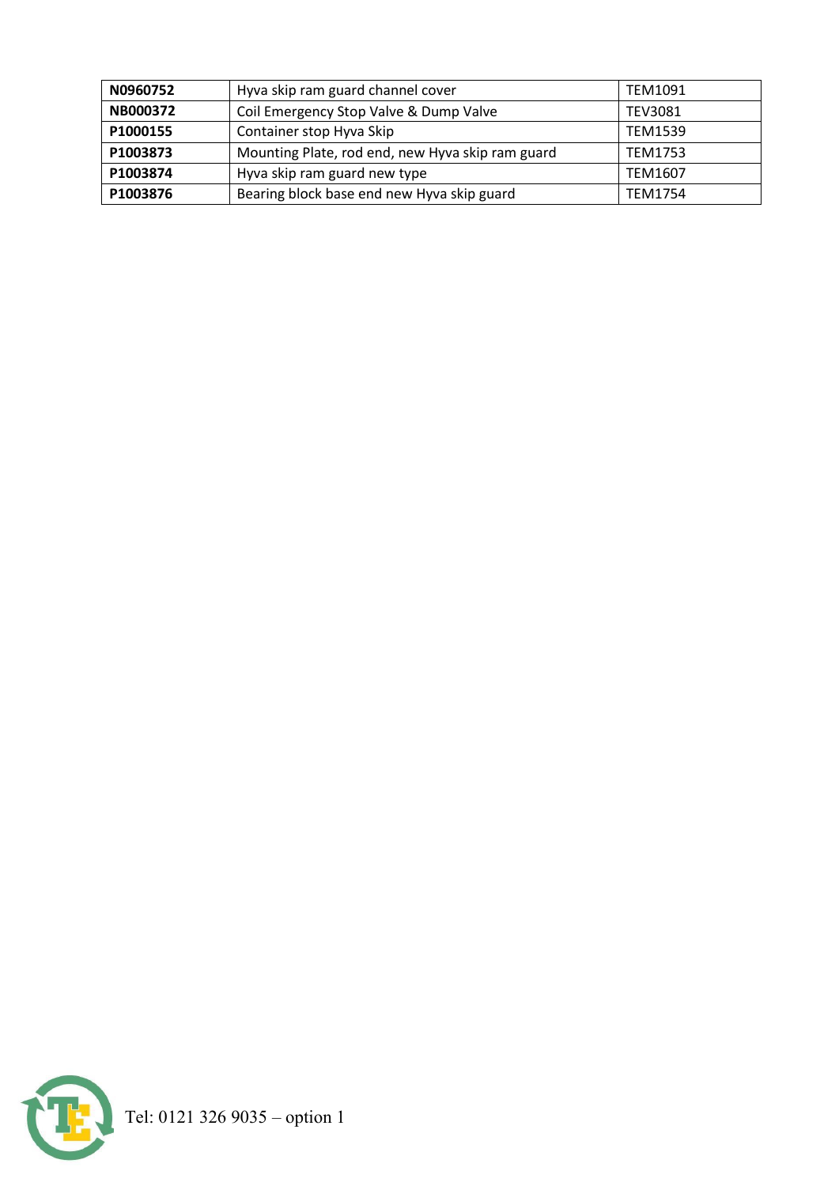| N0960752 | Hyva skip ram guard channel cover | TEM1091 |
| --- | --- | --- |
| NB000372 | Coil Emergency Stop Valve & Dump Valve | TEV3081 |
| P1000155 | Container stop Hyva Skip | TEM1539 |
| P1003873 | Mounting Plate, rod end, new Hyva skip ram guard | TEM1753 |
| P1003874 | Hyva skip ram guard new type | TEM1607 |
| P1003876 | Bearing block base end new Hyva skip guard | TEM1754 |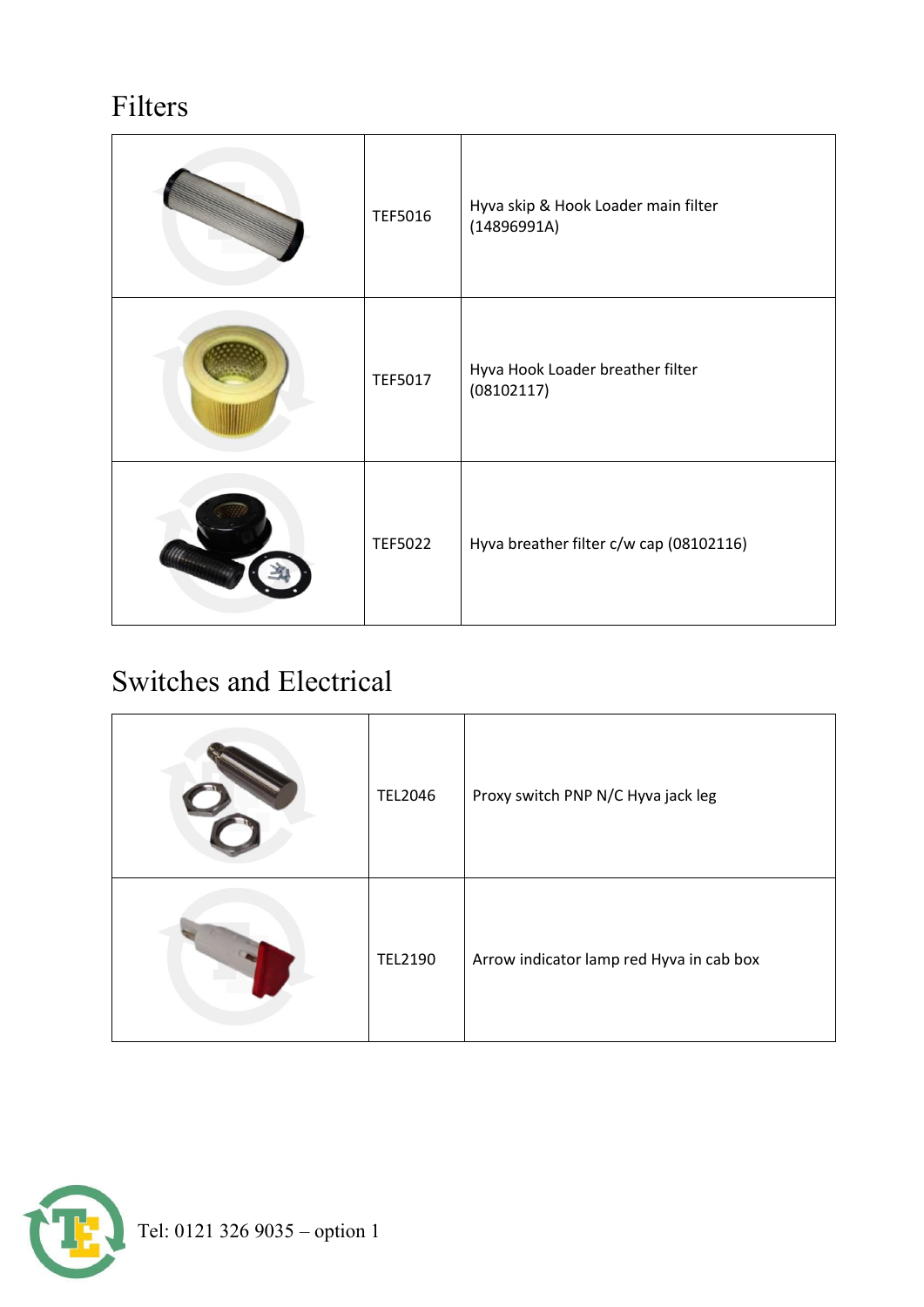# Filters

| | | |
|---|---|---|
| | TEF5016 | Hyva skip & Hook Loader main filter (14896991A) |
| | TEF5017 | Hyva Hook Loader breather filter (08102117) |
| | TEF5022 | Hyva breather filter c/w cap (08102116) |

# Switches and Electrical

| | | |
|---|---|---|
| | TEL2046 | Proxy swicth PNP N/C Hyva jack leg |
| | TEL2190 | Arrow indicator lamp red Hyva in cab box |

Tel: 0121 326 9035 – option 1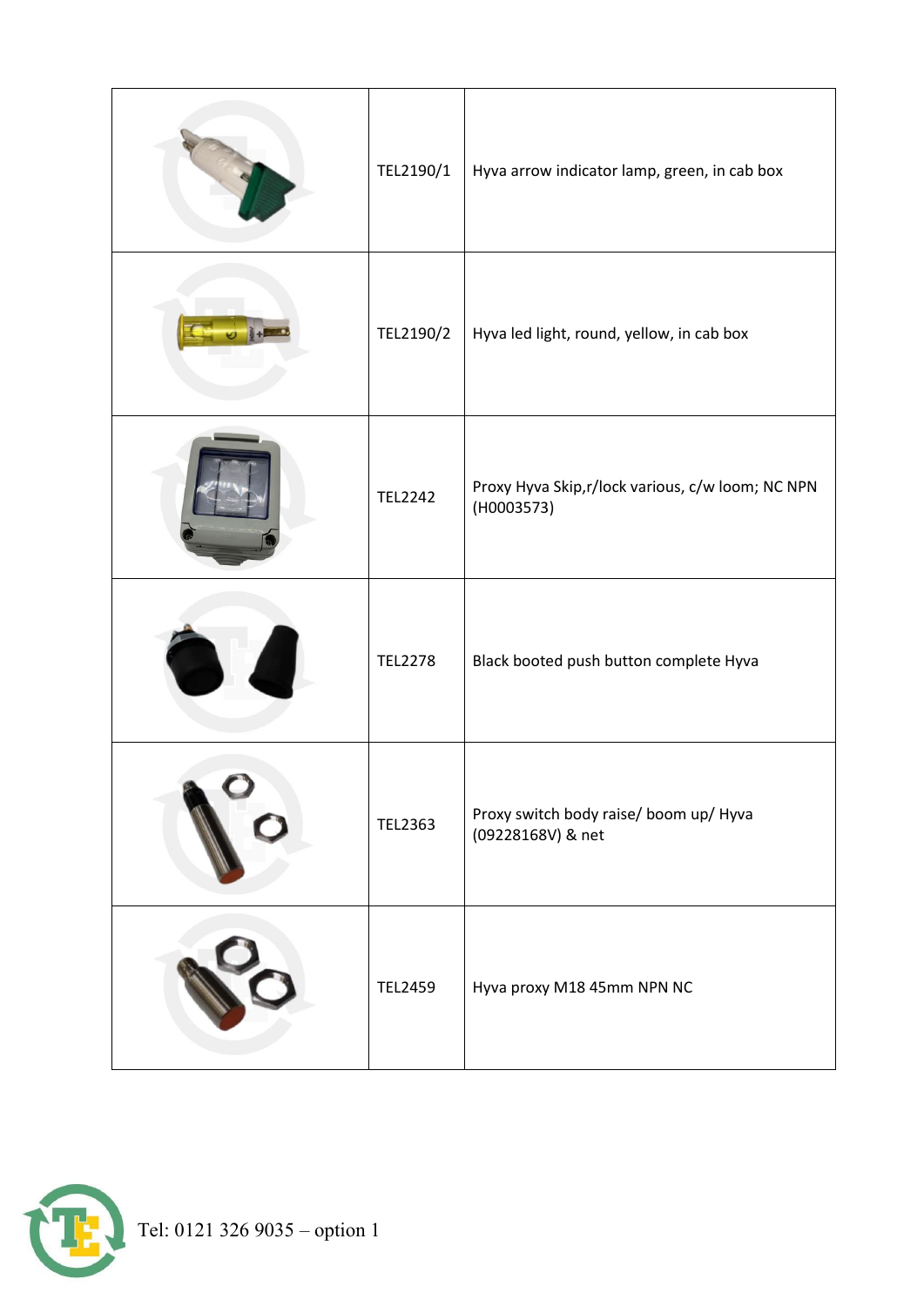| | | |
|---|---|---|
| | TEL2190/1 | Hyva arrow indicator lamp, green, in cab box |
| | TEL2190/2 | Hyva led light, round, yellow, in cab box |
| | TEL2242 | Proxy Hyva Skip,r/lock various, c/w loom; NC NPN (H0003573) |
| | TEL2278 | Black booted push button complete Hyva |
| | TEL2363 | Proxy switch body raise/ boom up/ Hyva (09228168V) & net |
| | TEL2459 | Hyva proxy M18 45mm NPN NC |

Tel: 0121 326 9035 – option 1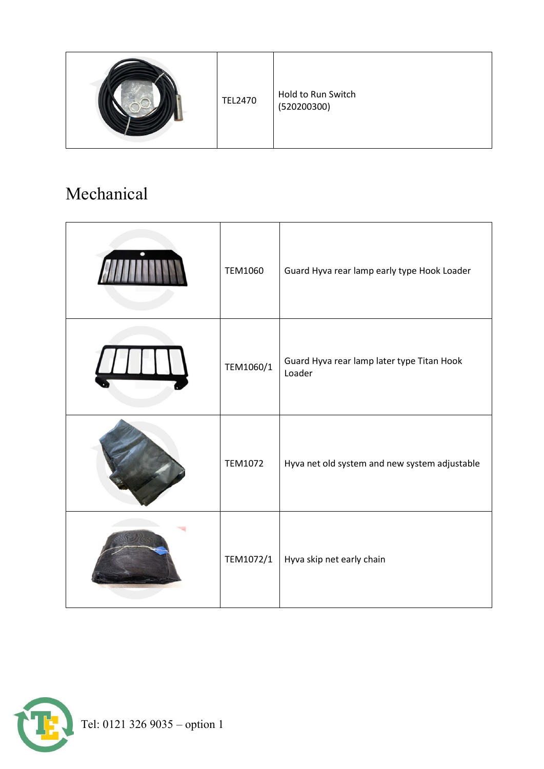| | TEL2470 | Hold to Run Switch (520200300) |
|---|---|---|

## Mechanical

| | | |
|---|---|---|
| | TEM1060 | Guard Hyva rear lamp early type Hook Loader |
| | TEM1060/1 | Guard Hyva rear lamp later type Titan Hook Loader |
| | TEM1072 | Hyva net old system and new system adjustable |
| | TEM1072/1 | Hyva skip net early chain |

Tel: 0121 326 9035 – option 1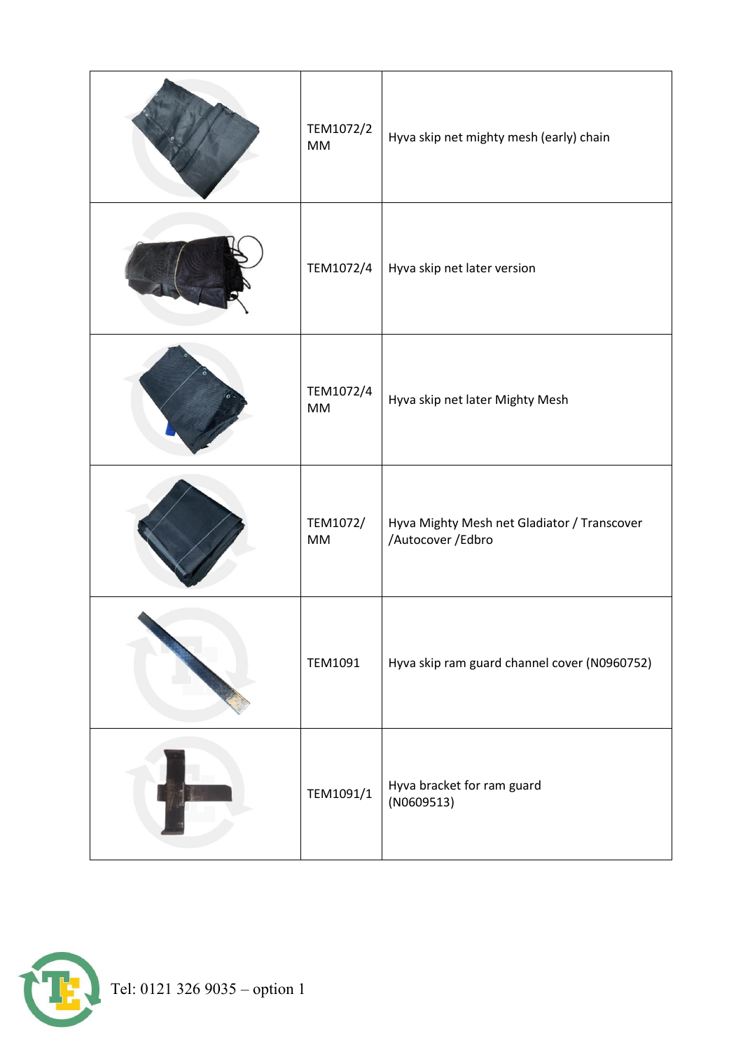| | | |
|---|---|---|
| | TEM1072/2 MM | Hyva skip net mighty mesh (early) chain |
| | TEM1072/4 | Hyva skip net later version |
| | TEM1072/4 MM | Hyva skip net later Mighty Mesh |
| | TEM1072/ MM | Hyva Mighty Mesh net Gladiator / Transcover /Autocover /Edbro |
| | TEM1091 | Hyva skip ram guard channel cover (N0960752) |
| | TEM1091/1 | Hyva bracket for ram guard (N0609513) |

Tel: 0121 326 9035 – option 1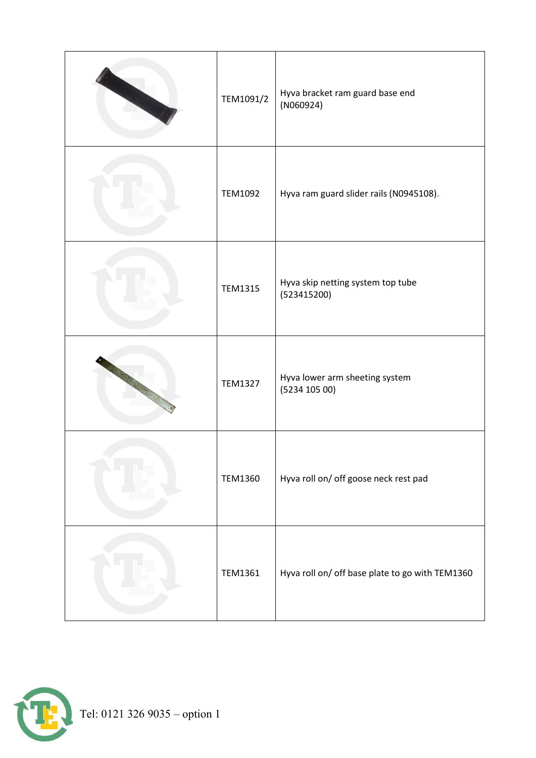| | | |
|---|---|---|
| | TEM1091/2 | Hyva bracket ram guard base end (N060924) |
| | TEM1092 | Hyva ram guard slider rails (N0945108). |
| | TEM1315 | Hyva skip netting system top tube (523415200) |
| | TEM1327 | Hyva lower arm sheeting system (5234 105 00) |
| | TEM1360 | Hyva roll on/ off goose neck rest pad |
| | TEM1361 | Hyva roll on/ off base plate to go with TEM1360 |

Tel: 0121 326 9035 – option 1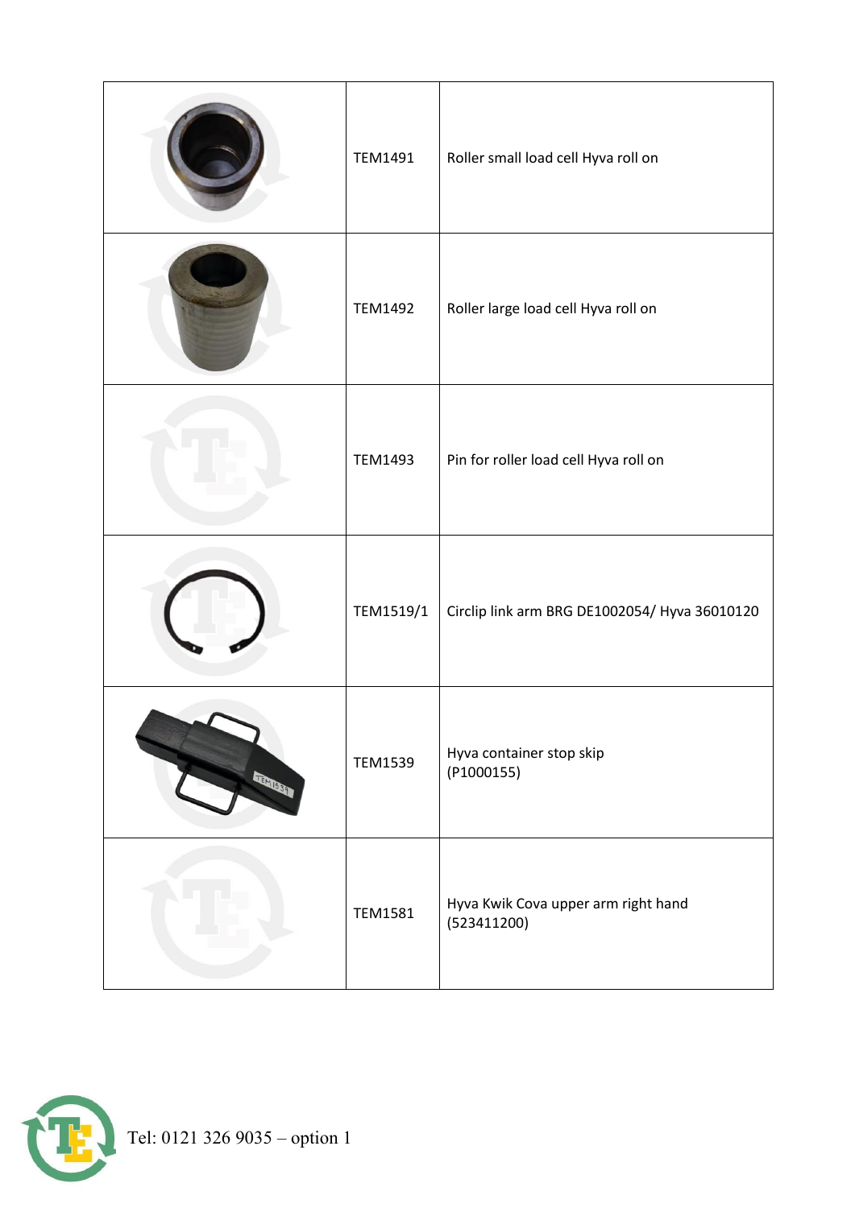| | | |
|---|---|---|
| | TEM1491 | Roller small load cell Hyva roll on |
| | TEM1492 | Roller large load cell Hyva roll on |
| | TEM1493 | Pin for roller load cell Hyva roll on |
| | TEM1519/1 | Circlip link arm BRG DE1002054/ Hyva 36010120 |
| | TEM1539 | Hyva container stop skip (P1000155) |
| | TEM1581 | Hyva Kwik Cova upper arm right hand (523411200) |

Tel: 0121 326 9035 – option 1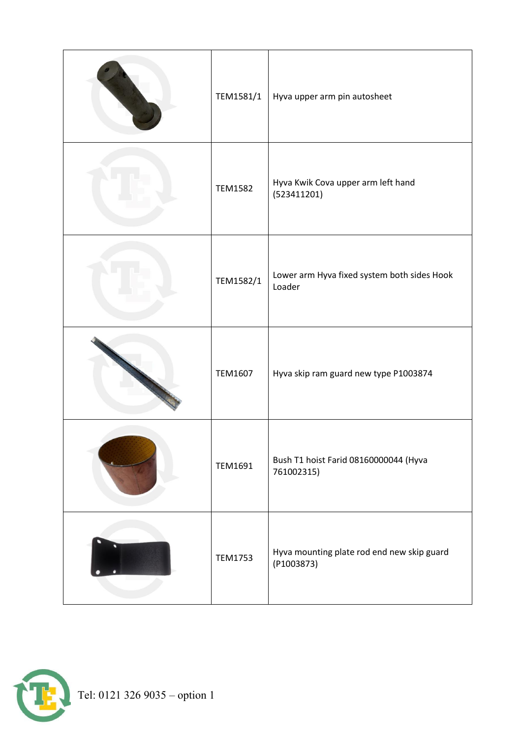| | | |
|---|---|---|
| | TEM1581/1 | Hyva upper arm pin autosheet |
| | TEM1582 | Hyva Kwik Cova upper arm left hand (523411201) |
| | TEM1582/1 | Lower arm Hyva fixed system both sides Hook Loader |
| | TEM1607 | Hyva skip ram guard new type P1003874 |
| | TEM1691 | Bush T1 hoist Farid 08160000044 (Hyva 761002315) |
| | TEM1753 | Hyva mounting plate rod end new skip guard (P1003873) |

Tel: 0121 326 9035 – option 1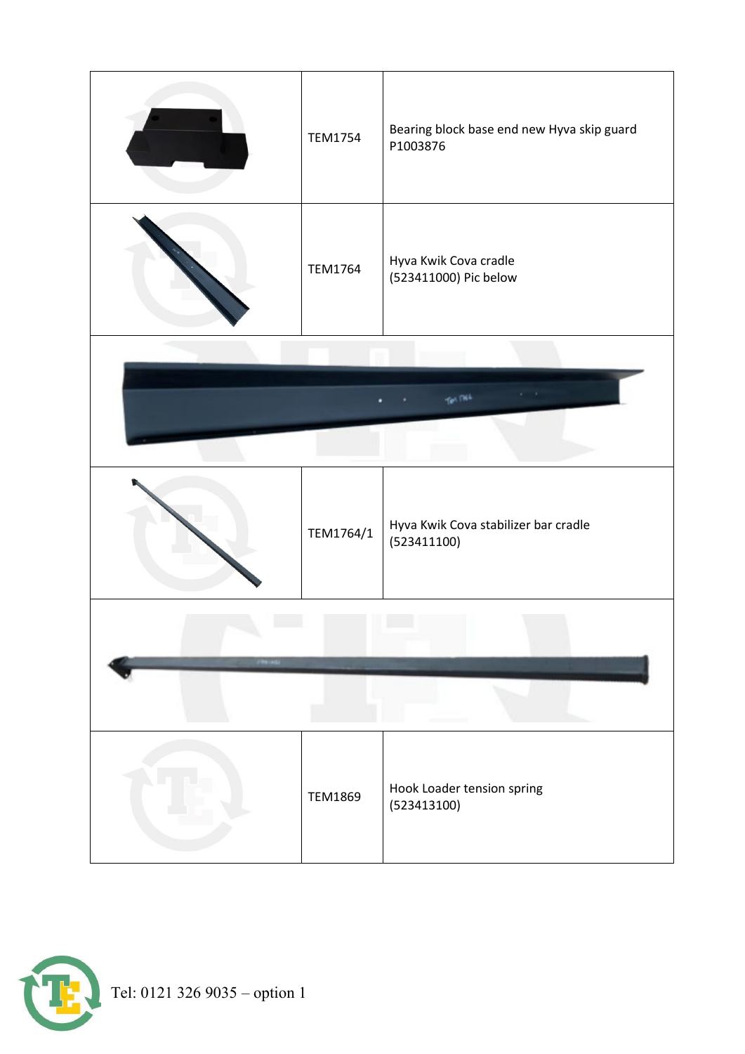| | | |
|---|---|---|
| | TEM1754 | Bearing block base end new Hyva skip guard P1003876 |
| | TEM1764 | Hyva Kwik Cova cradle (523411000) Pic below |
| | | |
| | TEM1764/1 | Hyva Kwik Cova stabilizer bar cradle (523411100) |
| | | |
| | TEM1869 | Hook Loader tension spring (523413100) |

Tel: 0121 326 9035 – option 1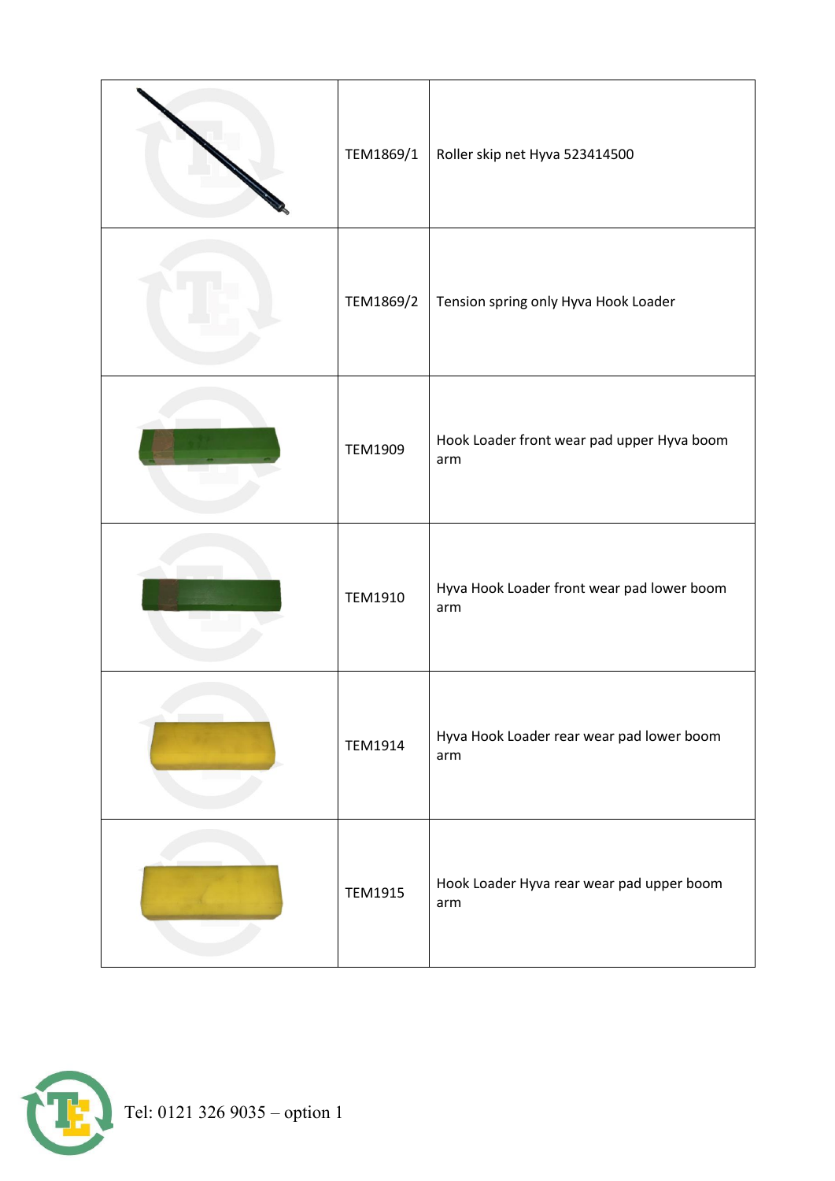| | | |
|---|---|---|
| | TEM1869/1 | Roller skip net Hyva 523414500 |
| | TEM1869/2 | Tension spring only Hyva Hook Loader |
| | TEM1909 | Hook Loader front wear pad upper Hyva boom arm |
| | TEM1910 | Hyva Hook Loader front wear pad lower boom arm |
| | TEM1914 | Hyva Hook Loader rear wear pad lower boom arm |
| | TEM1915 | Hook Loader Hyva rear wear pad upper boom arm |

Tel: 0121 326 9035 – option 1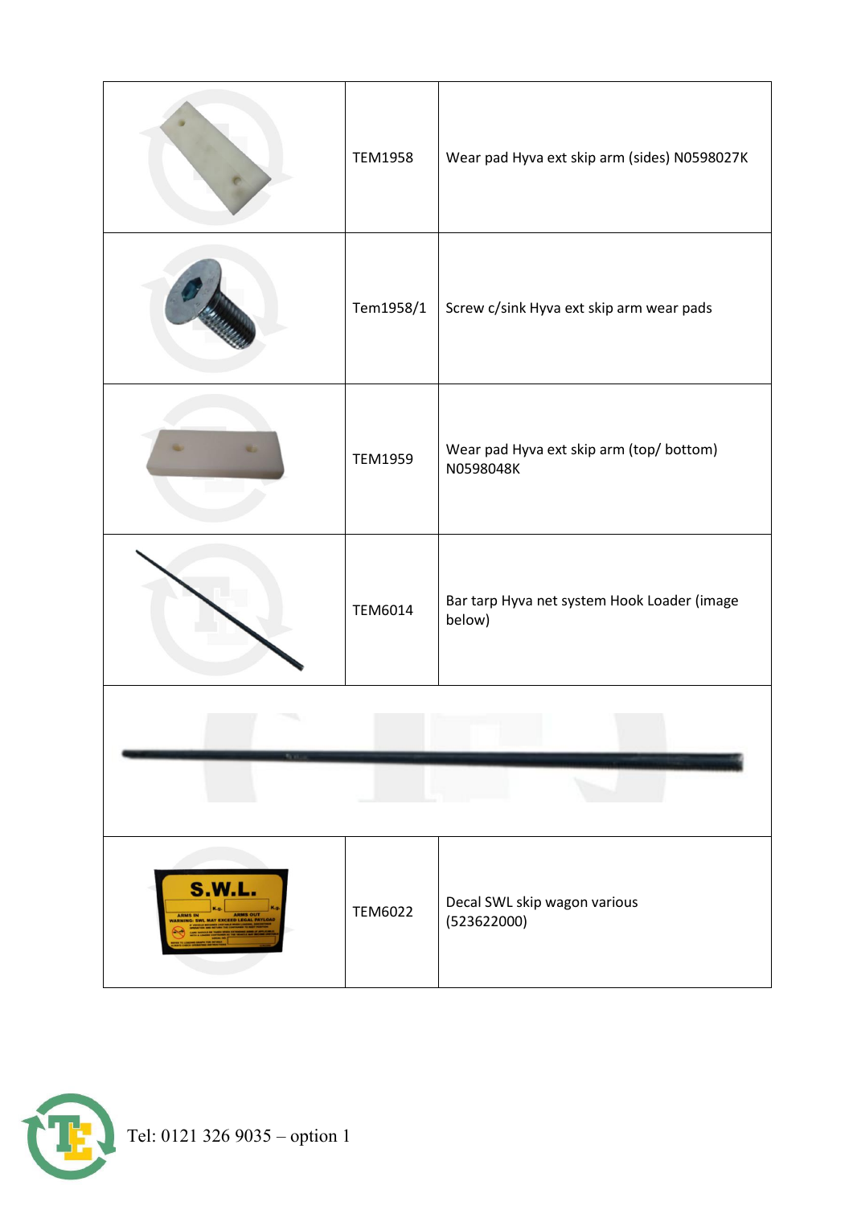| | | |
|---|---|---|
| | TEM1958 | Wear pad Hyva ext skip arm (sides) N0598027K |
| | Tem1958/1 | Screw c/sink Hyva ext skip arm wear pads |
| | TEM1959 | Wear pad Hyva ext skip arm (top/ bottom) N0598048K |
| | TEM6014 | Bar tarp Hyva net system Hook Loader (image below) |
| | | |
| | TEM6022 | Decal SWL skip wagon various (523622000) |

Tel: 0121 326 9035 – option 1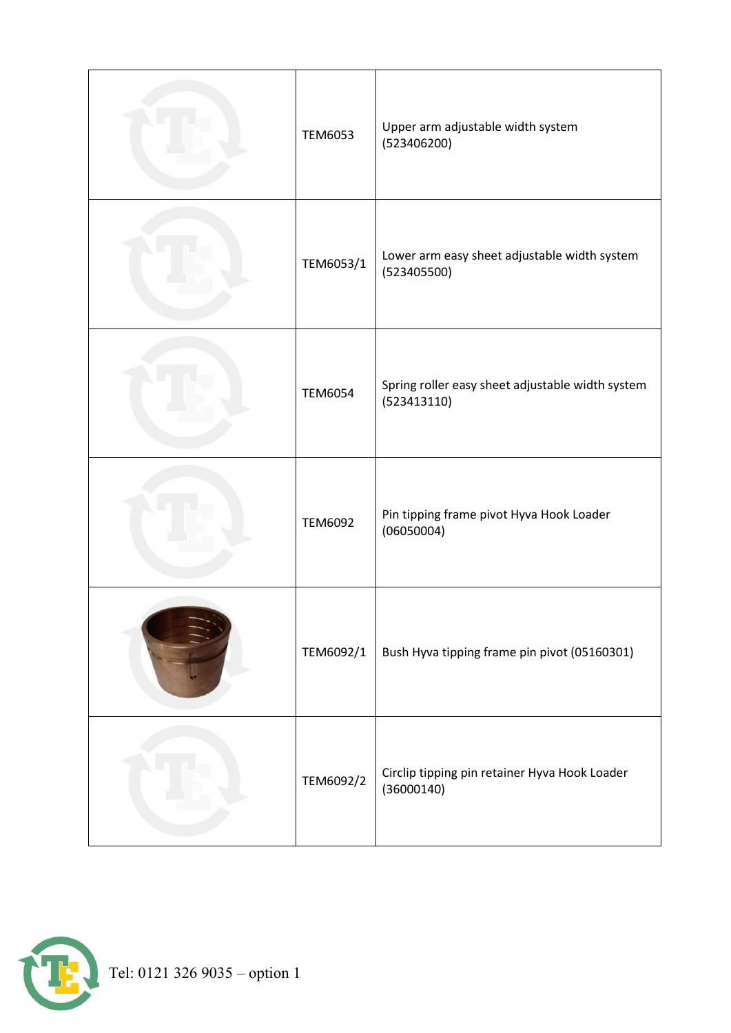| | | |
|---|---|---|
| | TEM6053 | Upper arm adjustable width system (523406200) |
| | TEM6053/1 | Lower arm easy sheet adjustable width system (523405500) |
| | TEM6054 | Spring roller easy sheet adjustable width system (523413110) |
| | TEM6092 | Pin tipping frame pivot Hyva Hook Loader (06050004) |
| | TEM6092/1 | Bush Hyva tipping frame pin pivot (05160301) |
| | TEM6092/2 | Circlip tipping pin retainer Hyva Hook Loader (36000140) |

Tel: 0121 326 9035 – option 1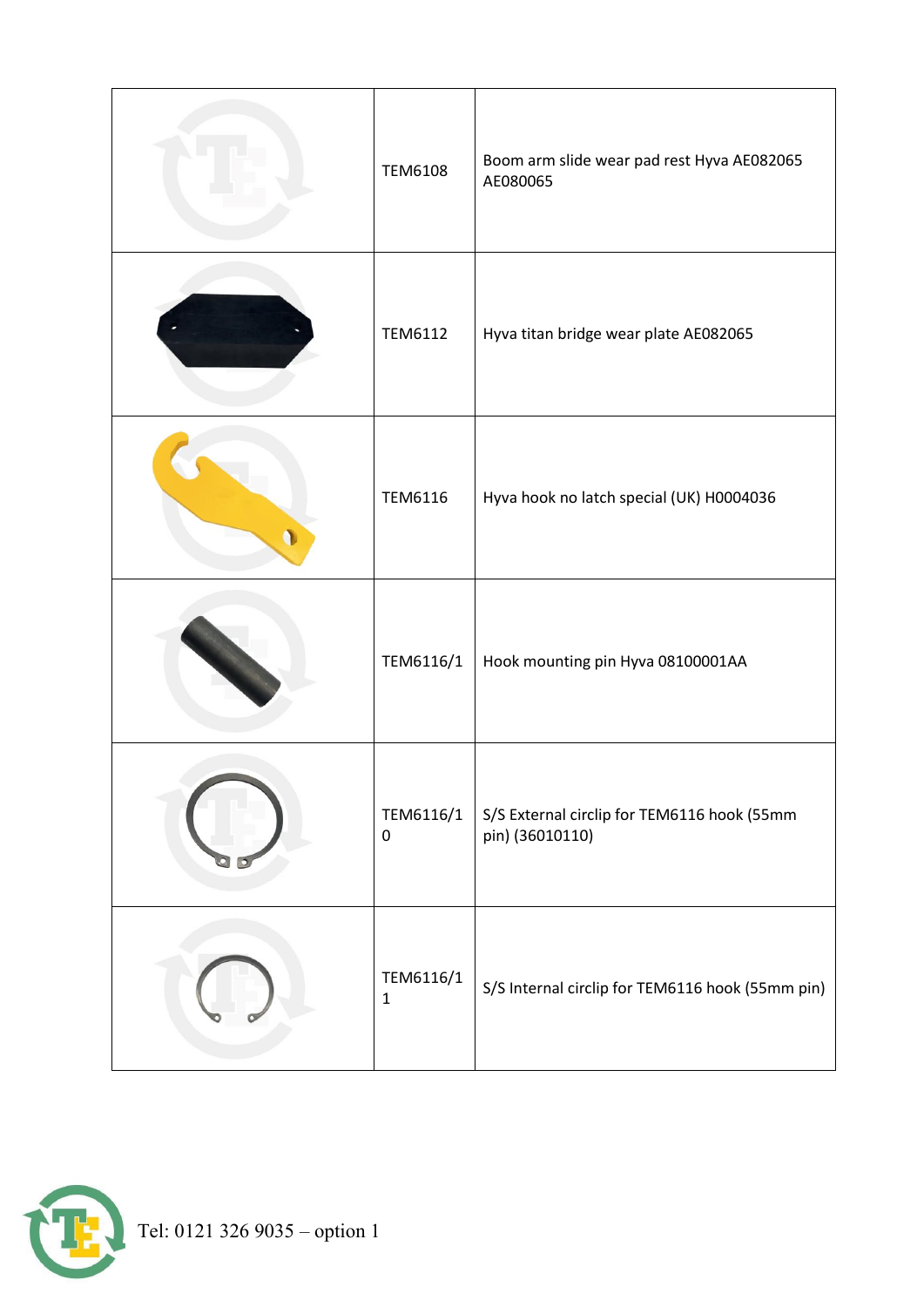| | | |
|---|---|---|
| | TEM6108 | Boom arm slide wear pad rest Hyva AE082065 AE080065 |
| | TEM6112 | Hyva titan bridge wear plate AE082065 |
| | TEM6116 | Hyva hook no latch special (UK) H0004036 |
| | TEM6116/1 | Hook mounting pin Hyva 08100001AA |
| | TEM6116/10 | S/S External circlip for TEM6116 hook (55mm pin) (36010110) |
| | TEM6116/11 | S/S Internal circlip for TEM6116 hook (55mm pin) |

Tel: 0121 326 9035 – option 1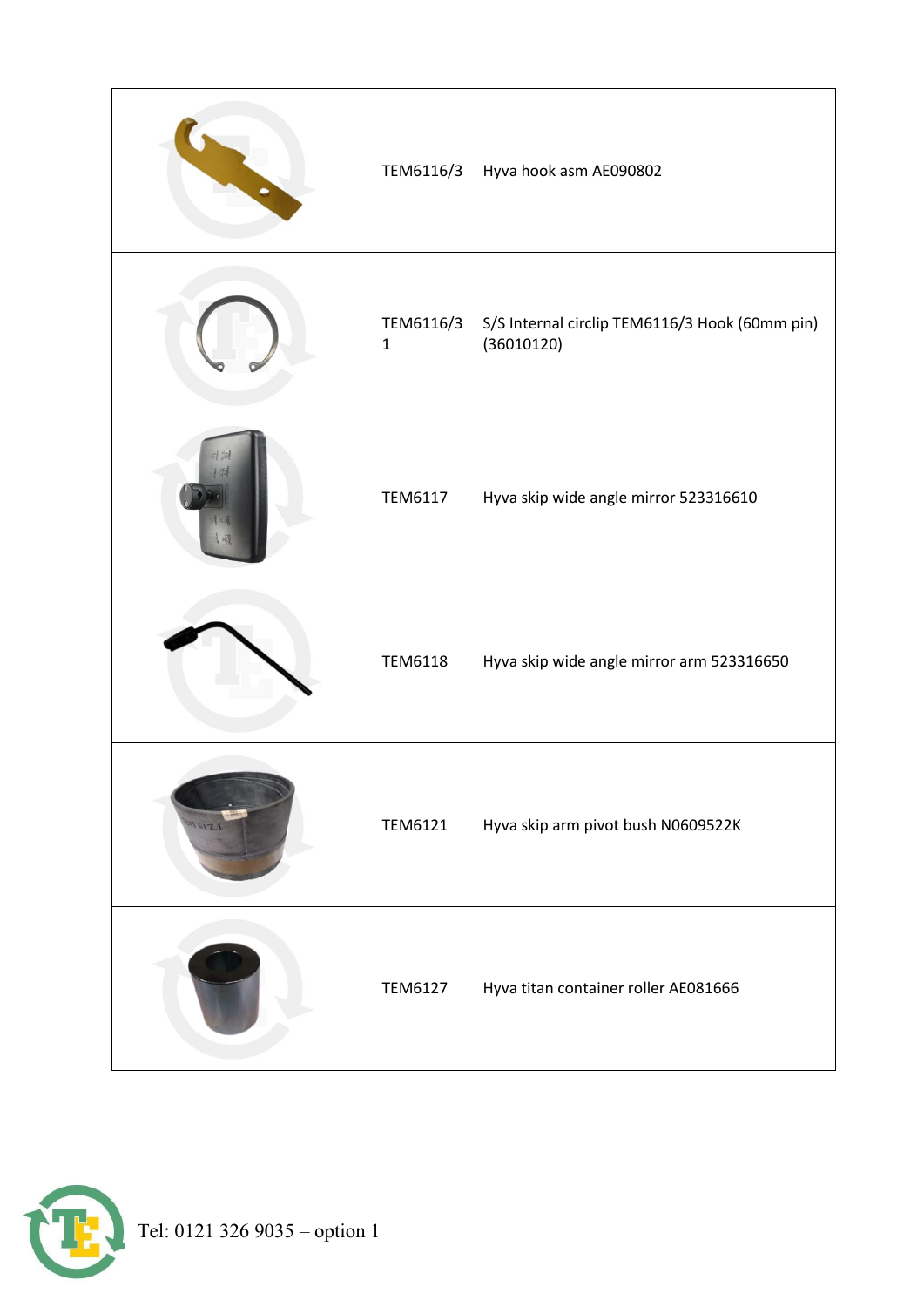|  |  |  |
|---|---|---|
|  | TEM6116/3 | Hyva hook asm AE090802 |
|  | TEM6116/31 | S/S Internal circlip TEM6116/3 Hook (60mm pin) (36010120) |
|  | TEM6117 | Hyva skip wide angle mirror 523316610 |
|  | TEM6118 | Hyva skip wide angle mirror arm 523316650 |
|  | TEM6121 | Hyva skip arm pivot bush N0609522K |
|  | TEM6127 | Hyva titan container roller AE081666 |

Tel: 0121 326 9035 – option 1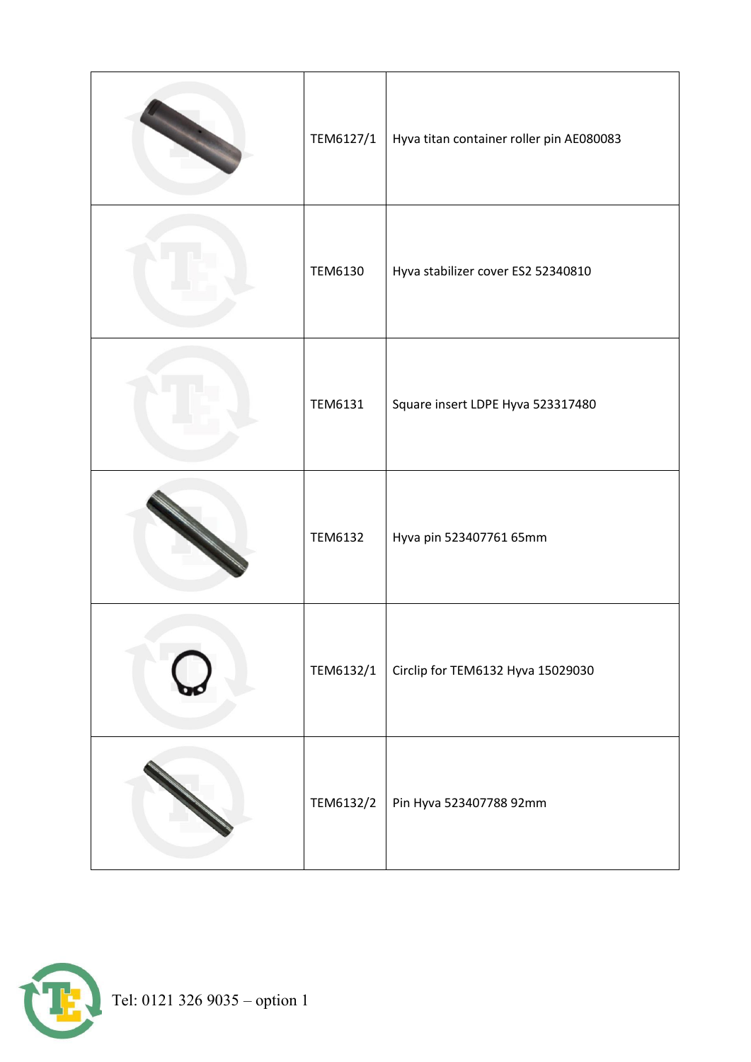| | | |
|---|---|---|
| | TEM6127/1 | Hyva titan container roller pin AE080083 |
| | TEM6130 | Hyva stabilizer cover ES2 52340810 |
| | TEM6131 | Square insert LDPE Hyva 523317480 |
| | TEM6132 | Hyva pin 523407761 65mm |
| | TEM6132/1 | Circlip for TEM6132 Hyva 15029030 |
| | TEM6132/2 | Pin Hyva 523407788 92mm |

Tel: 0121 326 9035 – option 1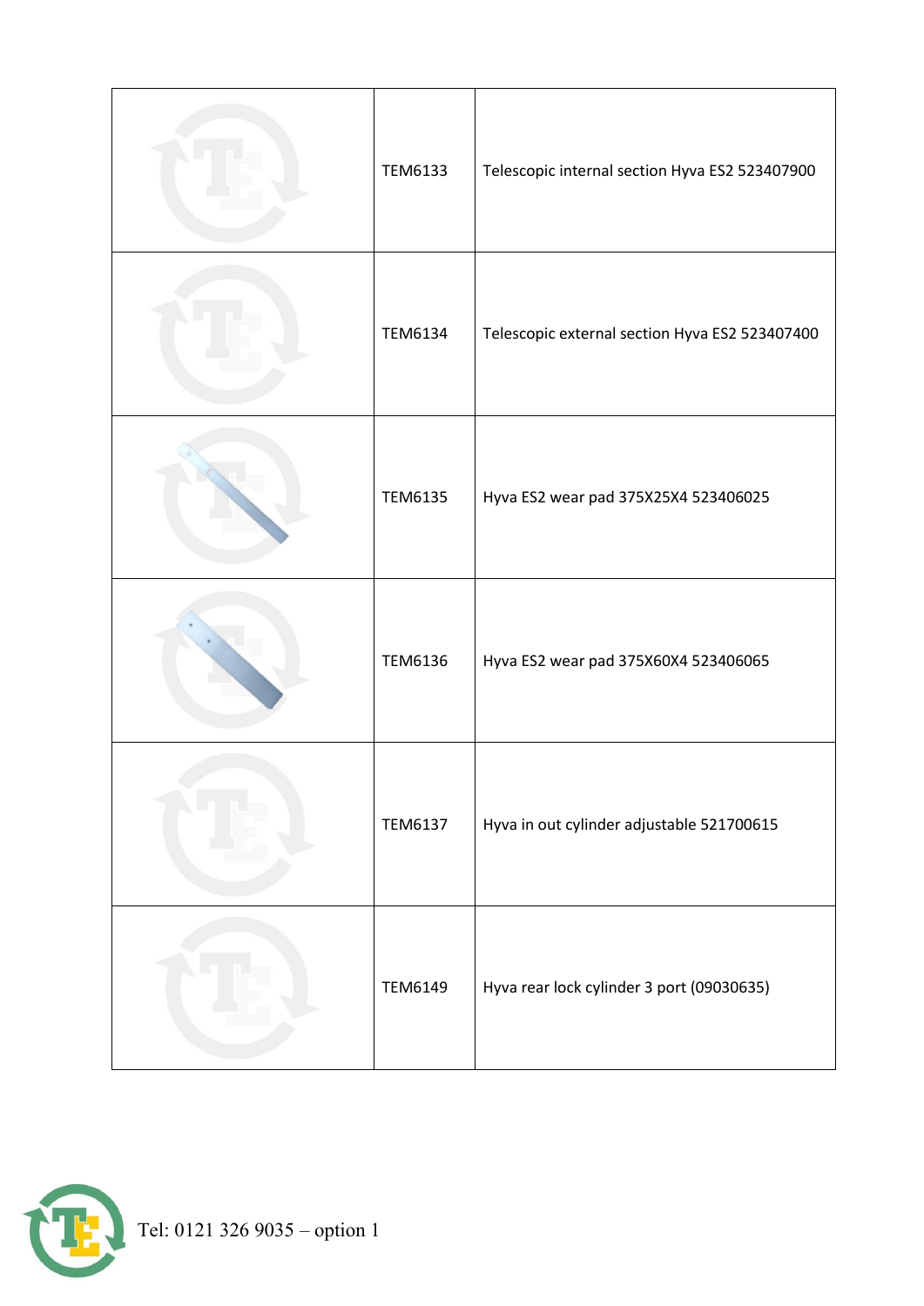| | | |
|---|---|---|
| | TEM6133 | Telescopic internal section Hyva ES2 523407900 |
| | TEM6134 | Telescopic external section Hyva ES2 523407400 |
| | TEM6135 | Hyva ES2 wear pad 375X25X4 523406025 |
| | TEM6136 | Hyva ES2 wear pad 375X60X4 523406065 |
| | TEM6137 | Hyva in out cylinder adjustable 521700615 |
| | TEM6149 | Hyva rear lock cylinder 3 port (09030635) |

Tel: 0121 326 9035 – option 1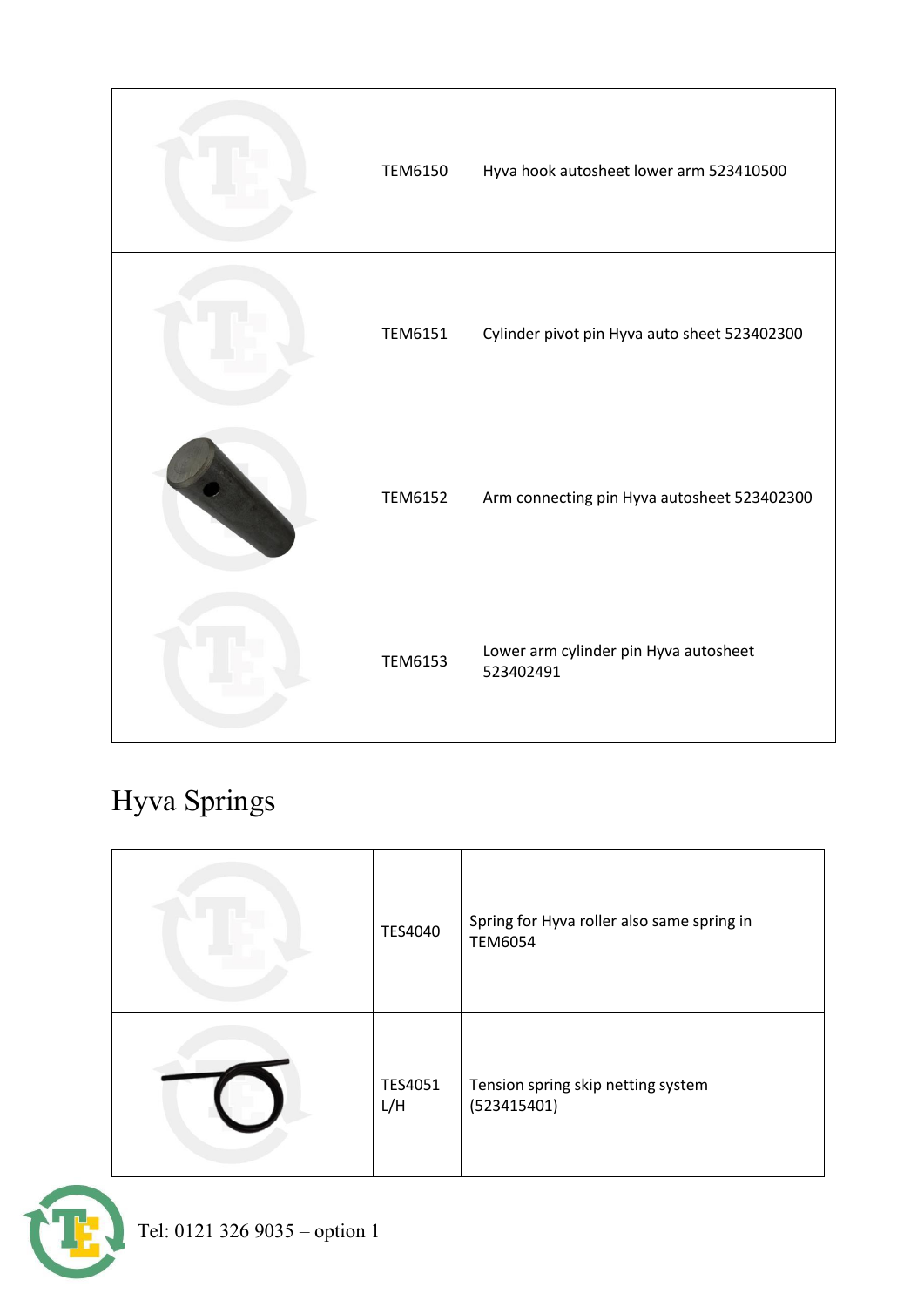| | | |
|---|---|---|
| | TEM6150 | Hyva hook autosheet lower arm 523410500 |
| | TEM6151 | Cylinder pivot pin Hyva auto sheet 523402300 |
| | TEM6152 | Arm connecting pin Hyva autosheet 523402300 |
| | TEM6153 | Lower arm cylinder pin Hyva autosheet 523402491 |

# Hyva Springs

| | | |
|---|---|---|
| | TES4040 | Spring for Hyva roller also same spring in TEM6054 |
| | TES4051 L/H | Tension spring skip netting system (523415401) |

Tel: 0121 326 9035 – option 1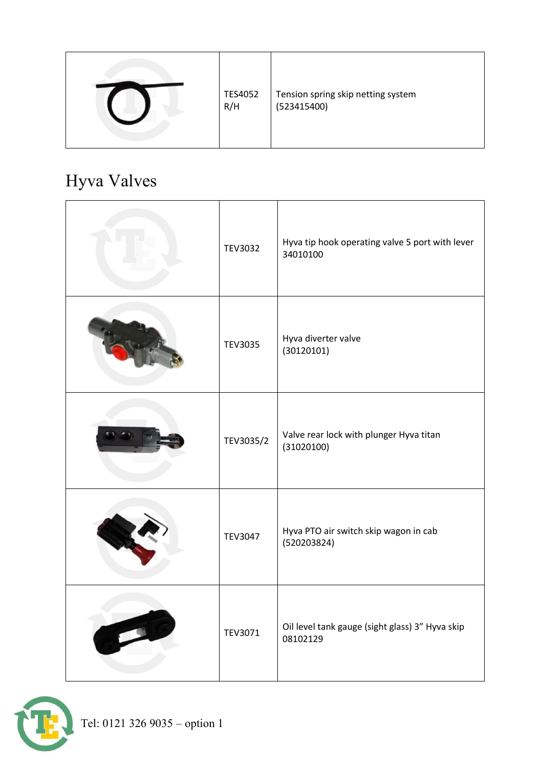| | | |
|---|---|---|
| | TES4052 R/H | Tension spring skip netting system (523415400) |

# Hyva Valves

| | | |
|---|---|---|
| | TEV3032 | Hyva tip hook operating valve 5 port with lever 34010100 |
| | TEV3035 | Hyva diverter valve (30120101) |
| | TEV3035/2 | Valve rear lock with plunger Hyva titan (31020100) |
| | TEV3047 | Hyva PTO air switch skip wagon in cab (520203824) |
| | TEV3071 | Oil level tank gauge (sight glass) 3” Hyva skip 08102129 |

Tel: 0121 326 9035 – option 1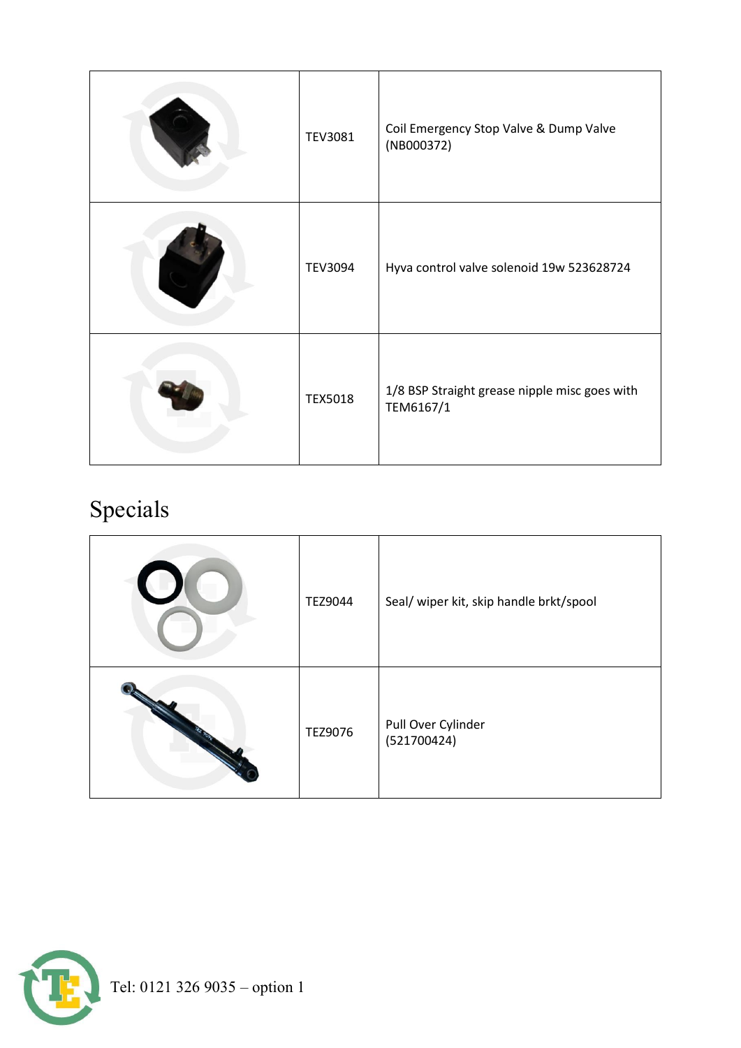| | | |
|---|---|---|
| | TEV3081 | Coil Emergency Stop Valve & Dump Valve (NB000372) |
| | TEV3094 | Hyva control valve solenoid 19w 523628724 |
| | TEX5018 | 1/8 BSP Straight grease nipple misc goes with TEM6167/1 |

# Specials

| | | |
|---|---|---|
| | TEZ9044 | Seal/ wiper kit, skip handle brkt/spool |
| | TEZ9076 | Pull Over Cylinder (521700424) |

Tel: 0121 326 9035 – option 1